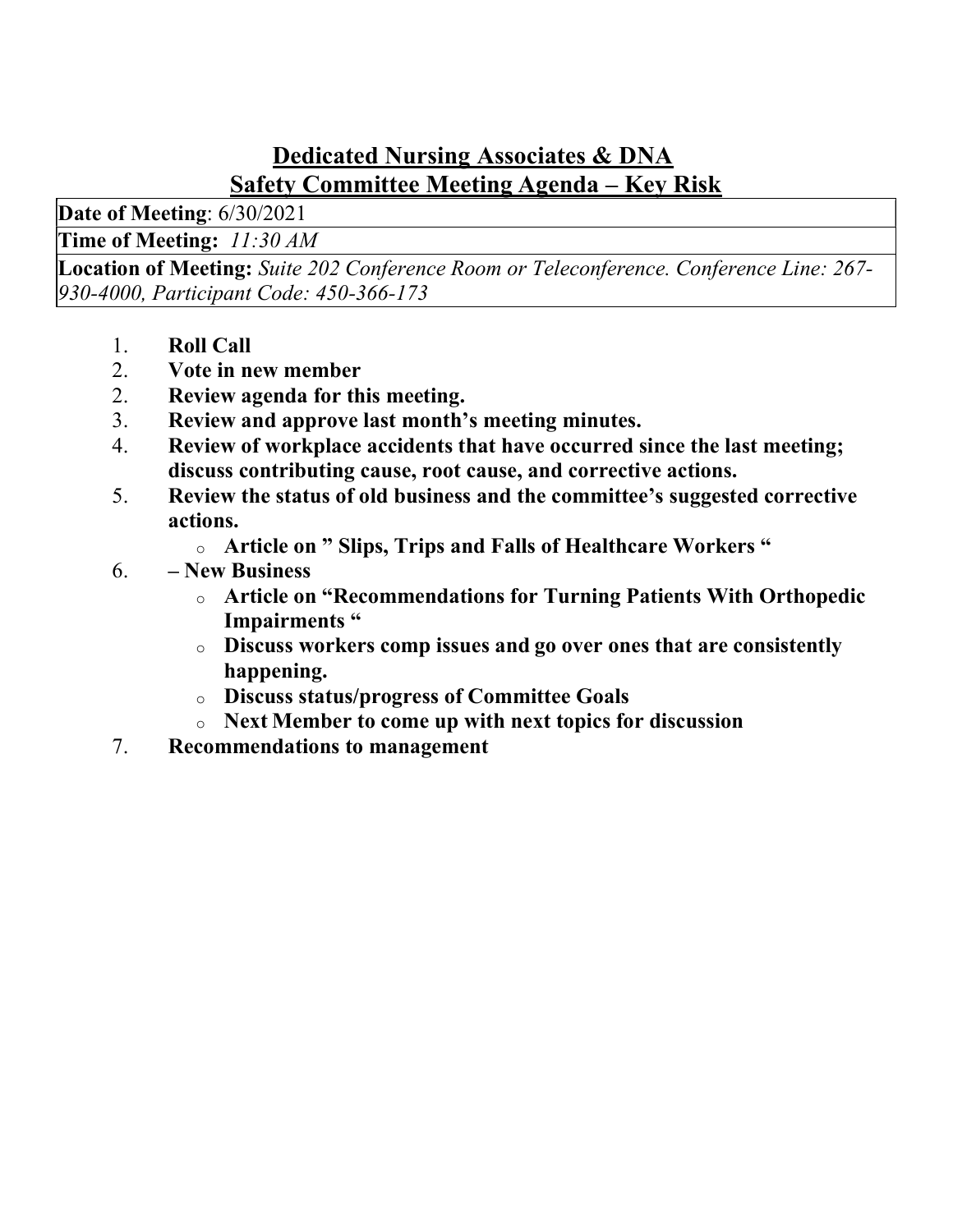# Dedicated Nursing Associates & DNA
## Safety Committee Meeting Agenda – Key Risk

| | |
|---|---|
| **Date of Meeting**: 6/30/2021 | |
| **Time of Meeting:** *11:30 AM* | |
| **Location of Meeting:** *Suite 202 Conference Room or Teleconference. Conference Line: 267-930-4000, Participant Code: 450-366-173* | |

1. **Roll Call**
2. **Vote in new member**
2. **Review agenda for this meeting.**
3. **Review and approve last month's meeting minutes.**
4. **Review of workplace accidents that have occurred since the last meeting; discuss contributing cause, root cause, and corrective actions.**
5. **Review the status of old business and the committee's suggested corrective actions.**
   - **Article on " Slips, Trips and Falls of Healthcare Workers "**
6. **– New Business**
   - **Article on "Recommendations for Turning Patients With Orthopedic Impairments "**
   - **Discuss workers comp issues and go over ones that are consistently happening.**
   - **Discuss status/progress of Committee Goals**
   - **Next Member to come up with next topics for discussion**
7. **Recommendations to management**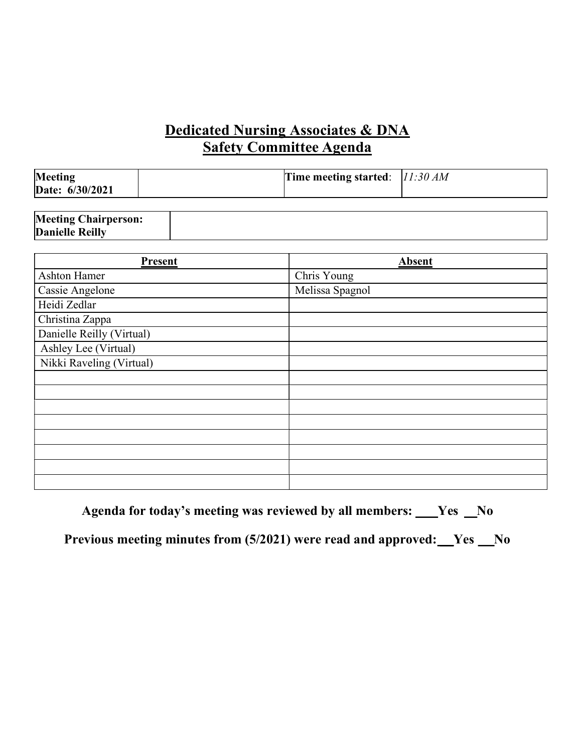# Dedicated Nursing Associates & DNA
## Safety Committee Agenda

| | | | |
|---|---|---|---|
| **Meeting Date: 6/30/2021** | | **Time meeting started**: | *11:30 AM* |

| | |
|---|---|
| **Meeting Chairperson: Danielle Reilly** | |

| Present | Absent |
|---|---|
| Ashton Hamer | Chris Young |
| Cassie Angelone | Melissa Spagnol |
| Heidi Zedlar | |
| Christina Zappa | |
| Danielle Reilly (Virtual) | |
| Ashley Lee (Virtual) | |
| Nikki Raveling (Virtual) | |
| | |
| | |
| | |
| | |
| | |
| | |
| | |
| | |

**Agenda for today's meeting was reviewed by all members: \_\_\_Yes \_\_No**

**Previous meeting minutes from (5/2021) were read and approved: \_\_Yes \_\_No**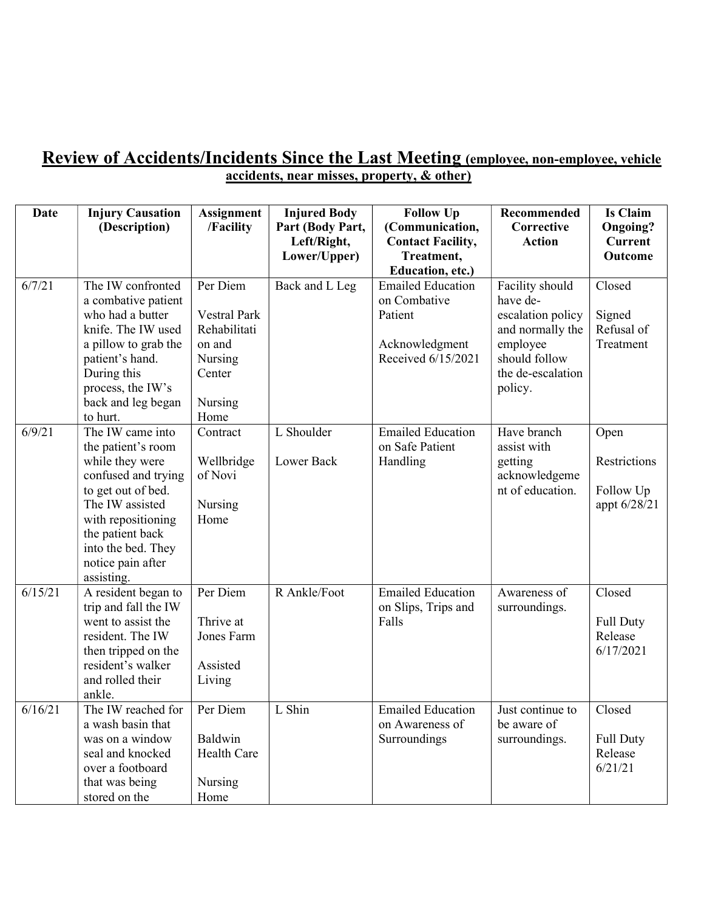## Review of Accidents/Incidents Since the Last Meeting **(employee, non-employee, vehicle accidents, near misses, property, & other)**

| Date | Injury Causation (Description) | Assignment /Facility | Injured Body Part (Body Part, Left/Right, Lower/Upper) | Follow Up (Communication, Contact Facility, Treatment, Education, etc.) | Recommended Corrective Action | Is Claim Ongoing? Current Outcome |
|---|---|---|---|---|---|---|
| 6/7/21 | The IW confronted a combative patient who had a butter knife. The IW used a pillow to grab the patient's hand. During this process, the IW's back and leg began to hurt. | Per Diem<br><br>Vestral Park Rehabilitation and Nursing Center<br><br>Nursing Home | Back and L Leg | Emailed Education on Combative Patient<br><br>Acknowledgment Received 6/15/2021 | Facility should have de-escalation policy and normally the employee should follow the de-escalation policy. | Closed<br><br>Signed Refusal of Treatment |
| 6/9/21 | The IW came into the patient's room while they were confused and trying to get out of bed. The IW assisted with repositioning the patient back into the bed. They notice pain after assisting. | Contract<br><br>Wellbridge of Novi<br><br>Nursing Home | L Shoulder<br><br>Lower Back | Emailed Education on Safe Patient Handling | Have branch assist with getting acknowledgement of education. | Open<br><br>Restrictions<br><br>Follow Up appt 6/28/21 |
| 6/15/21 | A resident began to trip and fall the IW went to assist the resident. The IW then tripped on the resident's walker and rolled their ankle. | Per Diem<br><br>Thrive at Jones Farm<br><br>Assisted Living | R Ankle/Foot | Emailed Education on Slips, Trips and Falls | Awareness of surroundings. | Closed<br><br>Full Duty Release 6/17/2021 |
| 6/16/21 | The IW reached for a wash basin that was on a window seal and knocked over a footboard that was being stored on the | Per Diem<br><br>Baldwin Health Care<br><br>Nursing Home | L Shin | Emailed Education on Awareness of Surroundings | Just continue to be aware of surroundings. | Closed<br><br>Full Duty Release 6/21/21 |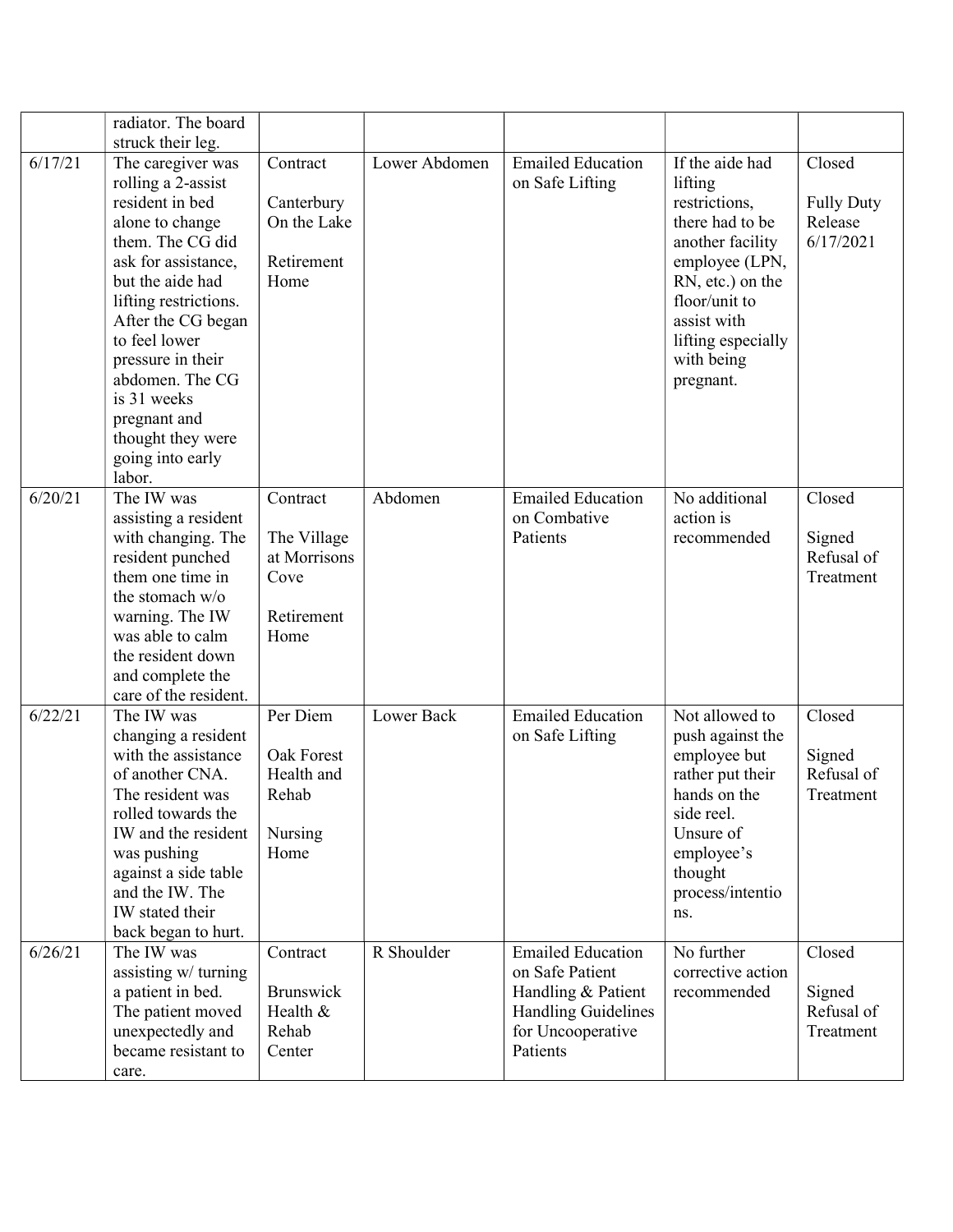| | | | | | | |
|---|---|---|---|---|---|---|
| | radiator. The board struck their leg. | | | | | |
| 6/17/21 | The caregiver was rolling a 2-assist resident in bed alone to change them. The CG did ask for assistance, but the aide had lifting restrictions. After the CG began to feel lower pressure in their abdomen. The CG is 31 weeks pregnant and thought they were going into early labor. | Contract<br><br>Canterbury On the Lake<br><br>Retirement Home | Lower Abdomen | Emailed Education on Safe Lifting | If the aide had lifting restrictions, there had to be another facility employee (LPN, RN, etc.) on the floor/unit to assist with lifting especially with being pregnant. | Closed<br><br>Fully Duty Release 6/17/2021 |
| 6/20/21 | The IW was assisting a resident with changing. The resident punched them one time in the stomach w/o warning. The IW was able to calm the resident down and complete the care of the resident. | Contract<br><br>The Village at Morrisons Cove<br><br>Retirement Home | Abdomen | Emailed Education on Combative Patients | No additional action is recommended | Closed<br><br>Signed Refusal of Treatment |
| 6/22/21 | The IW was changing a resident with the assistance of another CNA. The resident was rolled towards the IW and the resident was pushing against a side table and the IW. The IW stated their back began to hurt. | Per Diem<br><br>Oak Forest Health and Rehab<br><br>Nursing Home | Lower Back | Emailed Education on Safe Lifting | Not allowed to push against the employee but rather put their hands on the side reel. Unsure of employee's thought process/intentions. | Closed<br><br>Signed Refusal of Treatment |
| 6/26/21 | The IW was assisting w/ turning a patient in bed. The patient moved unexpectedly and became resistant to care. | Contract<br><br>Brunswick Health & Rehab Center | R Shoulder | Emailed Education on Safe Patient Handling & Patient Handling Guidelines for Uncooperative Patients | No further corrective action recommended | Closed<br><br>Signed Refusal of Treatment |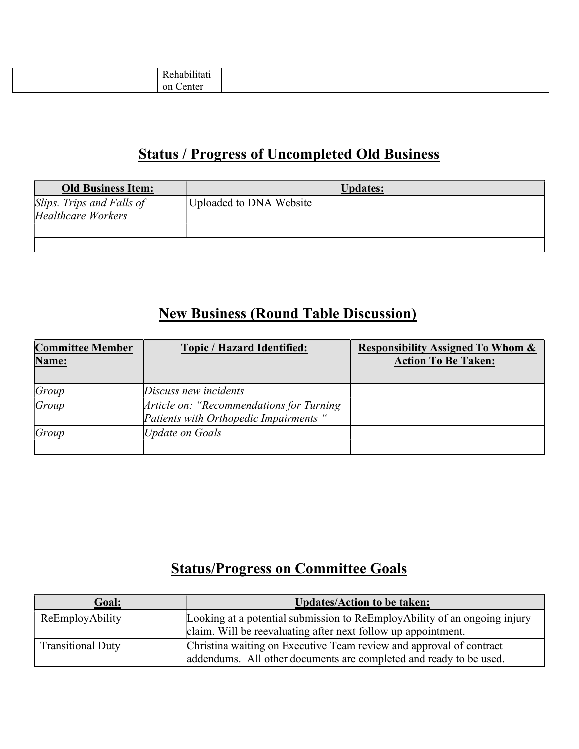| | | | | | | |
|---|---|---|---|---|---|---|
| | | Rehabilitation Center | | | | |

## Status / Progress of Uncompleted Old Business

| Old Business Item: | Updates: |
|---|---|
| *Slips. Trips and Falls of Healthcare Workers* | Uploaded to DNA Website |
| | |
| | |

## New Business (Round Table Discussion)

| Committee Member Name: | Topic / Hazard Identified: | Responsibility Assigned To Whom & Action To Be Taken: |
|---|---|---|
| *Group* | *Discuss new incidents* | |
| *Group* | *Article on: "Recommendations for Turning Patients with Orthopedic Impairments "* | |
| *Group* | *Update on Goals* | |
| | | |

## Status/Progress on Committee Goals

| Goal: | Updates/Action to be taken: |
|---|---|
| ReEmployAbility | Looking at a potential submission to ReEmployAbility of an ongoing injury claim. Will be reevaluating after next follow up appointment. |
| Transitional Duty | Christina waiting on Executive Team review and approval of contract addendums. All other documents are completed and ready to be used. |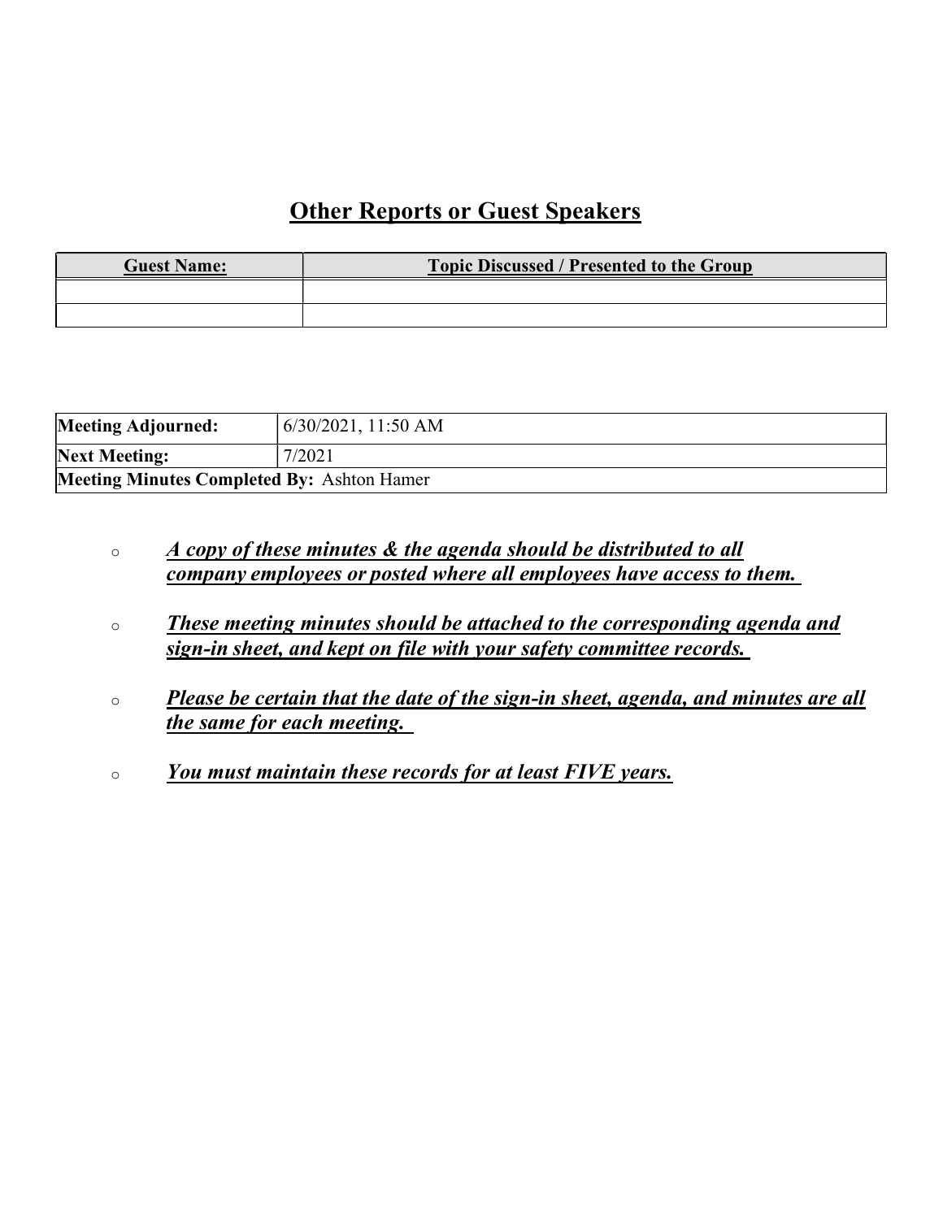## Other Reports or Guest Speakers

| Guest Name: | Topic Discussed / Presented to the Group |
|---|---|
| | |
| | |

| | |
|---|---|
| **Meeting Adjourned:** | 6/30/2021, 11:50 AM |
| **Next Meeting:** | 7/2021 |
| **Meeting Minutes Completed By:** Ashton Hamer | |

- ***A copy of these minutes & the agenda should be distributed to all company employees or posted where all employees have access to them.***
- ***These meeting minutes should be attached to the corresponding agenda and sign-in sheet, and kept on file with your safety committee records.***
- ***Please be certain that the date of the sign-in sheet, agenda, and minutes are all the same for each meeting.***
- ***You must maintain these records for at least FIVE years.***